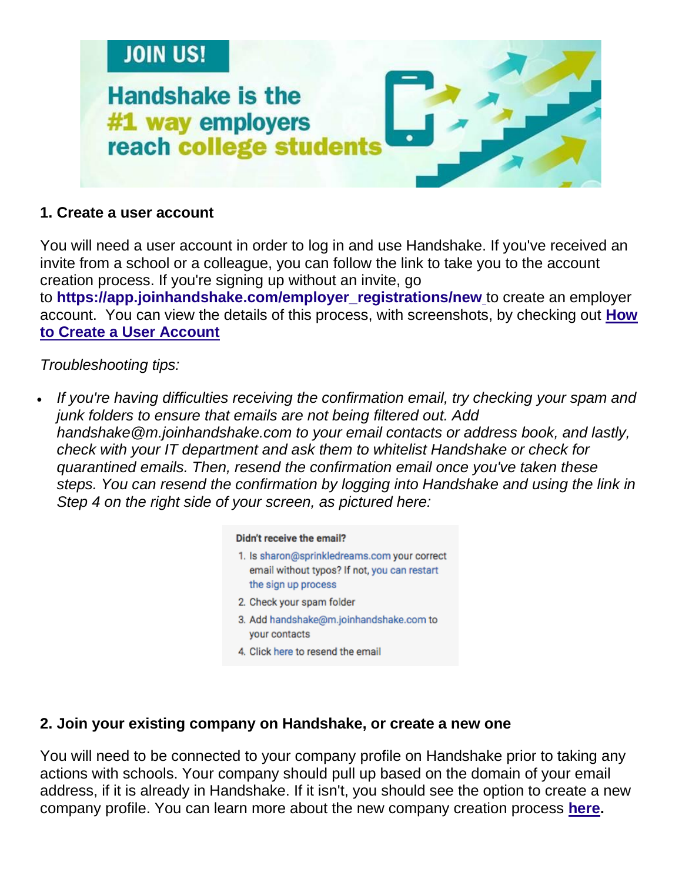JOIN US!

Handshake is the #1 way employers reach college students

**1. Create a user account**

You will need a user account in order to log in and use Handshake. If you've received an invite from a school or a colleague, you can follow the link to take you to the account creation process. If you're signing up without an invite, go to **https://app.joinhandshake.com/employer_registrations/new** to create an employer account. You can view the details of this process, with screenshots, by checking out **How to Create a User Account**

*Troubleshooting tips:*

- *If you're having difficulties receiving the confirmation email, try checking your spam and junk folders to ensure that emails are not being filtered out. Add handshake@m.joinhandshake.com to your email contacts or address book, and lastly, check with your IT department and ask them to whitelist Handshake or check for quarantined emails. Then, resend the confirmation email once you've taken these steps. You can resend the confirmation by logging into Handshake and using the link in Step 4 on the right side of your screen, as pictured here:*

**Didn't receive the email?**

1. Is sharon@sprinkledreams.com your correct email without typos? If not, you can restart the sign up process
2. Check your spam folder
3. Add handshake@m.joinhandshake.com to your contacts
4. Click here to resend the email

**2. Join your existing company on Handshake, or create a new one**

You will need to be connected to your company profile on Handshake prior to taking any actions with schools. Your company should pull up based on the domain of your email address, if it is already in Handshake. If it isn't, you should see the option to create a new company profile. You can learn more about the new company creation process **here.**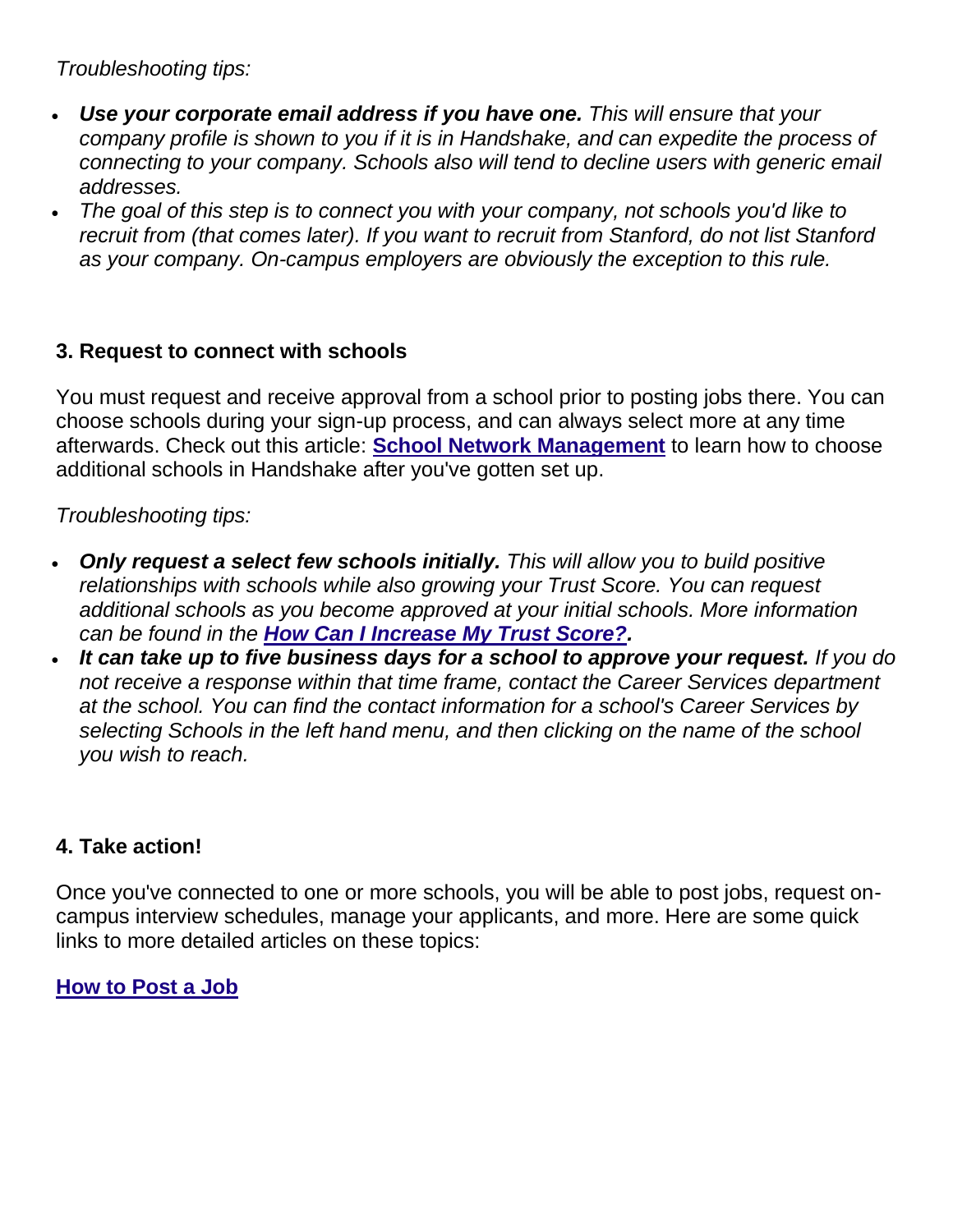*Troubleshooting tips:*

- ***Use your corporate email address if you have one.*** *This will ensure that your company profile is shown to you if it is in Handshake, and can expedite the process of connecting to your company. Schools also will tend to decline users with generic email addresses.*
- *The goal of this step is to connect you with your company, not schools you'd like to recruit from (that comes later). If you want to recruit from Stanford, do not list Stanford as your company. On-campus employers are obviously the exception to this rule.*

### 3. Request to connect with schools

You must request and receive approval from a school prior to posting jobs there. You can choose schools during your sign-up process, and can always select more at any time afterwards. Check out this article: **School Network Management** to learn how to choose additional schools in Handshake after you've gotten set up.

*Troubleshooting tips:*

- ***Only request a select few schools initially.*** *This will allow you to build positive relationships with schools while also growing your Trust Score. You can request additional schools as you become approved at your initial schools. More information can be found in the* ***How Can I Increase My Trust Score?****.*
- ***It can take up to five business days for a school to approve your request.*** *If you do not receive a response within that time frame, contact the Career Services department at the school. You can find the contact information for a school's Career Services by selecting Schools in the left hand menu, and then clicking on the name of the school you wish to reach.*

### 4. Take action!

Once you've connected to one or more schools, you will be able to post jobs, request on-campus interview schedules, manage your applicants, and more. Here are some quick links to more detailed articles on these topics:

**How to Post a Job**